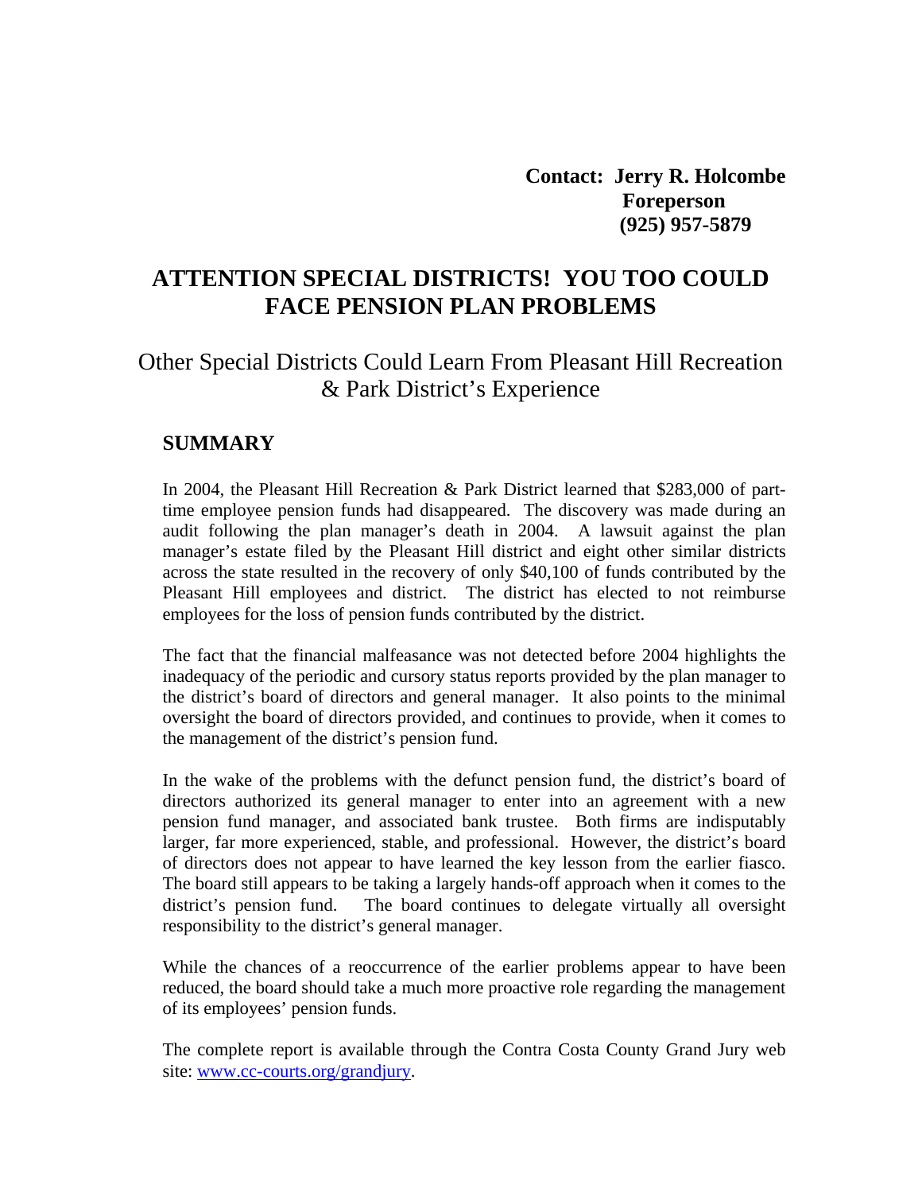**Contact: Jerry R. Holcombe**
**Foreperson**
**(925) 957-5879**

# ATTENTION SPECIAL DISTRICTS! YOU TOO COULD FACE PENSION PLAN PROBLEMS

## Other Special Districts Could Learn From Pleasant Hill Recreation & Park District's Experience

### SUMMARY

In 2004, the Pleasant Hill Recreation & Park District learned that $283,000 of part-time employee pension funds had disappeared. The discovery was made during an audit following the plan manager's death in 2004. A lawsuit against the plan manager's estate filed by the Pleasant Hill district and eight other similar districts across the state resulted in the recovery of only $40,100 of funds contributed by the Pleasant Hill employees and district. The district has elected to not reimburse employees for the loss of pension funds contributed by the district.

The fact that the financial malfeasance was not detected before 2004 highlights the inadequacy of the periodic and cursory status reports provided by the plan manager to the district's board of directors and general manager. It also points to the minimal oversight the board of directors provided, and continues to provide, when it comes to the management of the district's pension fund.

In the wake of the problems with the defunct pension fund, the district's board of directors authorized its general manager to enter into an agreement with a new pension fund manager, and associated bank trustee. Both firms are indisputably larger, far more experienced, stable, and professional. However, the district's board of directors does not appear to have learned the key lesson from the earlier fiasco. The board still appears to be taking a largely hands-off approach when it comes to the district's pension fund. The board continues to delegate virtually all oversight responsibility to the district's general manager.

While the chances of a reoccurrence of the earlier problems appear to have been reduced, the board should take a much more proactive role regarding the management of its employees' pension funds.

The complete report is available through the Contra Costa County Grand Jury web site: www.cc-courts.org/grandjury.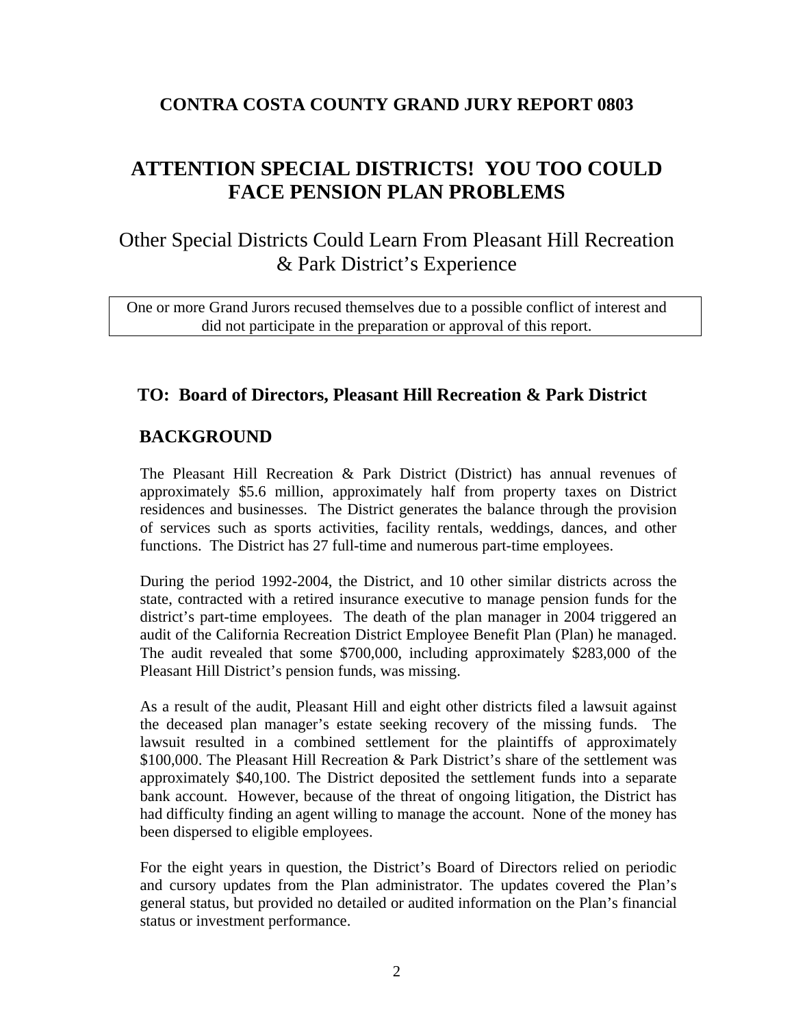## CONTRA COSTA COUNTY GRAND JURY REPORT 0803

# ATTENTION SPECIAL DISTRICTS! YOU TOO COULD FACE PENSION PLAN PROBLEMS

## Other Special Districts Could Learn From Pleasant Hill Recreation & Park District's Experience

One or more Grand Jurors recused themselves due to a possible conflict of interest and did not participate in the preparation or approval of this report.

### TO: Board of Directors, Pleasant Hill Recreation & Park District

### BACKGROUND

The Pleasant Hill Recreation & Park District (District) has annual revenues of approximately $5.6 million, approximately half from property taxes on District residences and businesses. The District generates the balance through the provision of services such as sports activities, facility rentals, weddings, dances, and other functions. The District has 27 full-time and numerous part-time employees.

During the period 1992-2004, the District, and 10 other similar districts across the state, contracted with a retired insurance executive to manage pension funds for the district's part-time employees. The death of the plan manager in 2004 triggered an audit of the California Recreation District Employee Benefit Plan (Plan) he managed. The audit revealed that some $700,000, including approximately $283,000 of the Pleasant Hill District's pension funds, was missing.

As a result of the audit, Pleasant Hill and eight other districts filed a lawsuit against the deceased plan manager's estate seeking recovery of the missing funds. The lawsuit resulted in a combined settlement for the plaintiffs of approximately $100,000. The Pleasant Hill Recreation & Park District's share of the settlement was approximately $40,100. The District deposited the settlement funds into a separate bank account. However, because of the threat of ongoing litigation, the District has had difficulty finding an agent willing to manage the account. None of the money has been dispersed to eligible employees.

For the eight years in question, the District's Board of Directors relied on periodic and cursory updates from the Plan administrator. The updates covered the Plan's general status, but provided no detailed or audited information on the Plan's financial status or investment performance.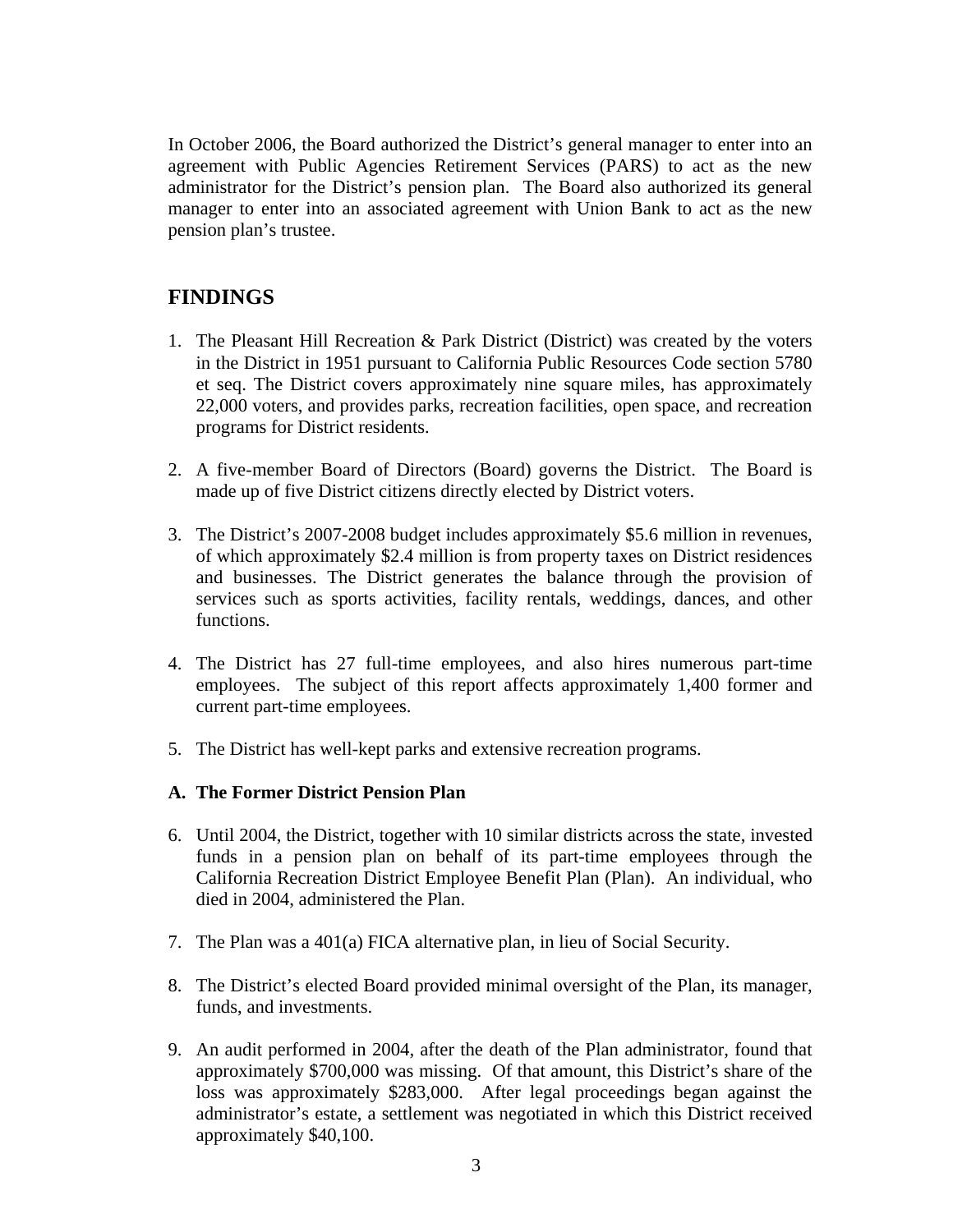In October 2006, the Board authorized the District's general manager to enter into an agreement with Public Agencies Retirement Services (PARS) to act as the new administrator for the District's pension plan. The Board also authorized its general manager to enter into an associated agreement with Union Bank to act as the new pension plan's trustee.

## FINDINGS

1. The Pleasant Hill Recreation & Park District (District) was created by the voters in the District in 1951 pursuant to California Public Resources Code section 5780 et seq. The District covers approximately nine square miles, has approximately 22,000 voters, and provides parks, recreation facilities, open space, and recreation programs for District residents.

2. A five-member Board of Directors (Board) governs the District. The Board is made up of five District citizens directly elected by District voters.

3. The District's 2007-2008 budget includes approximately $5.6 million in revenues, of which approximately $2.4 million is from property taxes on District residences and businesses. The District generates the balance through the provision of services such as sports activities, facility rentals, weddings, dances, and other functions.

4. The District has 27 full-time employees, and also hires numerous part-time employees. The subject of this report affects approximately 1,400 former and current part-time employees.

5. The District has well-kept parks and extensive recreation programs.

### A. The Former District Pension Plan

6. Until 2004, the District, together with 10 similar districts across the state, invested funds in a pension plan on behalf of its part-time employees through the California Recreation District Employee Benefit Plan (Plan). An individual, who died in 2004, administered the Plan.

7. The Plan was a 401(a) FICA alternative plan, in lieu of Social Security.

8. The District's elected Board provided minimal oversight of the Plan, its manager, funds, and investments.

9. An audit performed in 2004, after the death of the Plan administrator, found that approximately $700,000 was missing. Of that amount, this District's share of the loss was approximately $283,000. After legal proceedings began against the administrator's estate, a settlement was negotiated in which this District received approximately $40,100.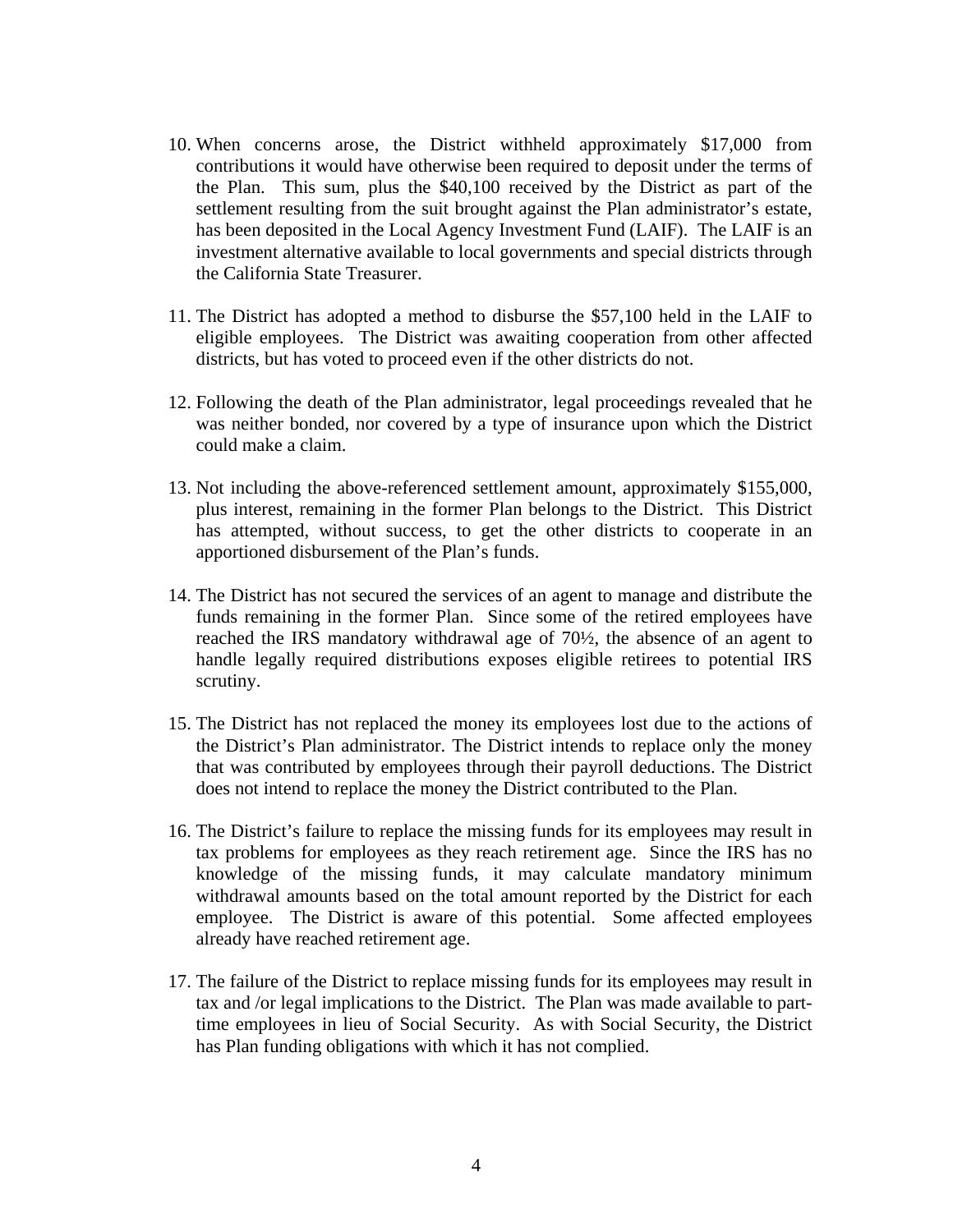10. When concerns arose, the District withheld approximately $17,000 from contributions it would have otherwise been required to deposit under the terms of the Plan. This sum, plus the $40,100 received by the District as part of the settlement resulting from the suit brought against the Plan administrator's estate, has been deposited in the Local Agency Investment Fund (LAIF). The LAIF is an investment alternative available to local governments and special districts through the California State Treasurer.

11. The District has adopted a method to disburse the $57,100 held in the LAIF to eligible employees. The District was awaiting cooperation from other affected districts, but has voted to proceed even if the other districts do not.

12. Following the death of the Plan administrator, legal proceedings revealed that he was neither bonded, nor covered by a type of insurance upon which the District could make a claim.

13. Not including the above-referenced settlement amount, approximately $155,000, plus interest, remaining in the former Plan belongs to the District. This District has attempted, without success, to get the other districts to cooperate in an apportioned disbursement of the Plan's funds.

14. The District has not secured the services of an agent to manage and distribute the funds remaining in the former Plan. Since some of the retired employees have reached the IRS mandatory withdrawal age of 70½, the absence of an agent to handle legally required distributions exposes eligible retirees to potential IRS scrutiny.

15. The District has not replaced the money its employees lost due to the actions of the District's Plan administrator. The District intends to replace only the money that was contributed by employees through their payroll deductions. The District does not intend to replace the money the District contributed to the Plan.

16. The District's failure to replace the missing funds for its employees may result in tax problems for employees as they reach retirement age. Since the IRS has no knowledge of the missing funds, it may calculate mandatory minimum withdrawal amounts based on the total amount reported by the District for each employee. The District is aware of this potential. Some affected employees already have reached retirement age.

17. The failure of the District to replace missing funds for its employees may result in tax and /or legal implications to the District. The Plan was made available to part-time employees in lieu of Social Security. As with Social Security, the District has Plan funding obligations with which it has not complied.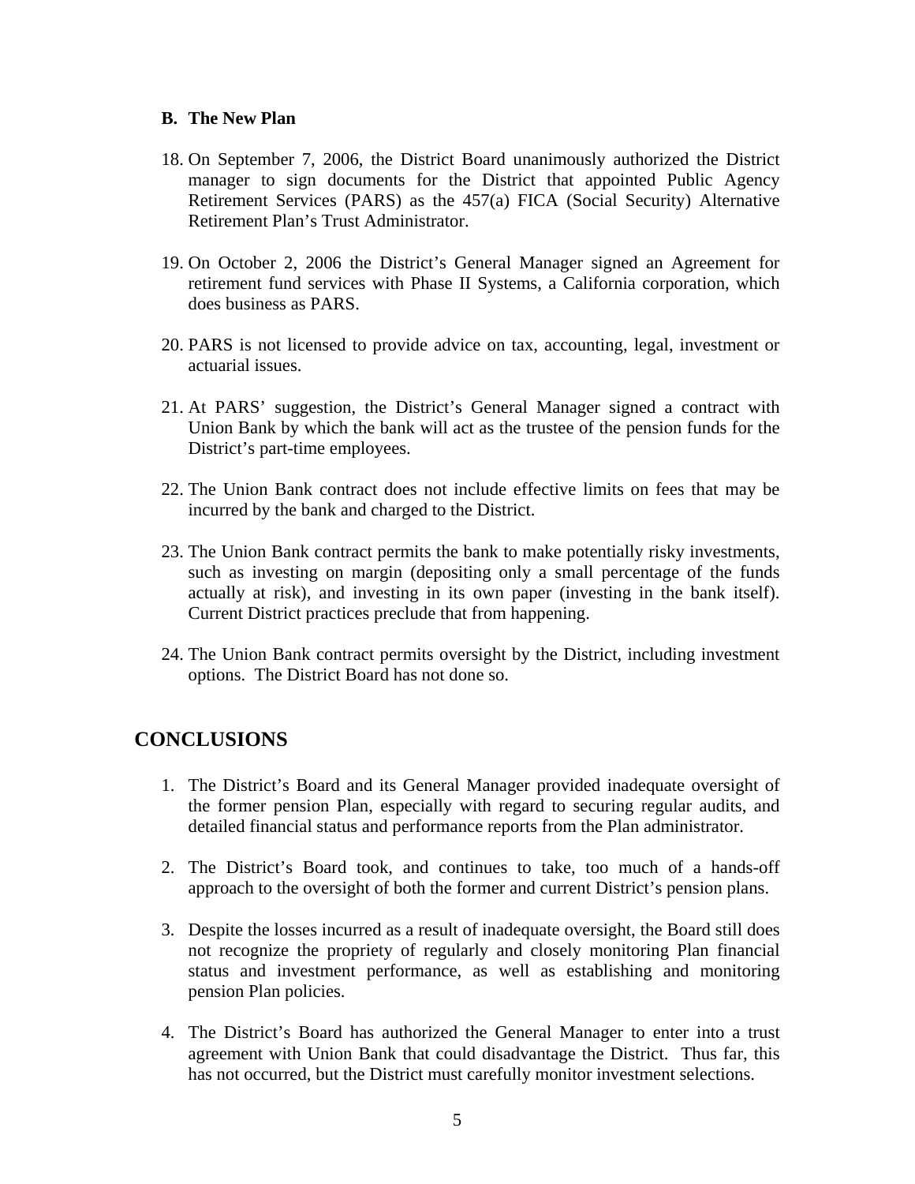### B. The New Plan

18. On September 7, 2006, the District Board unanimously authorized the District manager to sign documents for the District that appointed Public Agency Retirement Services (PARS) as the 457(a) FICA (Social Security) Alternative Retirement Plan's Trust Administrator.

19. On October 2, 2006 the District's General Manager signed an Agreement for retirement fund services with Phase II Systems, a California corporation, which does business as PARS.

20. PARS is not licensed to provide advice on tax, accounting, legal, investment or actuarial issues.

21. At PARS' suggestion, the District's General Manager signed a contract with Union Bank by which the bank will act as the trustee of the pension funds for the District's part-time employees.

22. The Union Bank contract does not include effective limits on fees that may be incurred by the bank and charged to the District.

23. The Union Bank contract permits the bank to make potentially risky investments, such as investing on margin (depositing only a small percentage of the funds actually at risk), and investing in its own paper (investing in the bank itself). Current District practices preclude that from happening.

24. The Union Bank contract permits oversight by the District, including investment options. The District Board has not done so.

## CONCLUSIONS

1. The District's Board and its General Manager provided inadequate oversight of the former pension Plan, especially with regard to securing regular audits, and detailed financial status and performance reports from the Plan administrator.

2. The District's Board took, and continues to take, too much of a hands-off approach to the oversight of both the former and current District's pension plans.

3. Despite the losses incurred as a result of inadequate oversight, the Board still does not recognize the propriety of regularly and closely monitoring Plan financial status and investment performance, as well as establishing and monitoring pension Plan policies.

4. The District's Board has authorized the General Manager to enter into a trust agreement with Union Bank that could disadvantage the District. Thus far, this has not occurred, but the District must carefully monitor investment selections.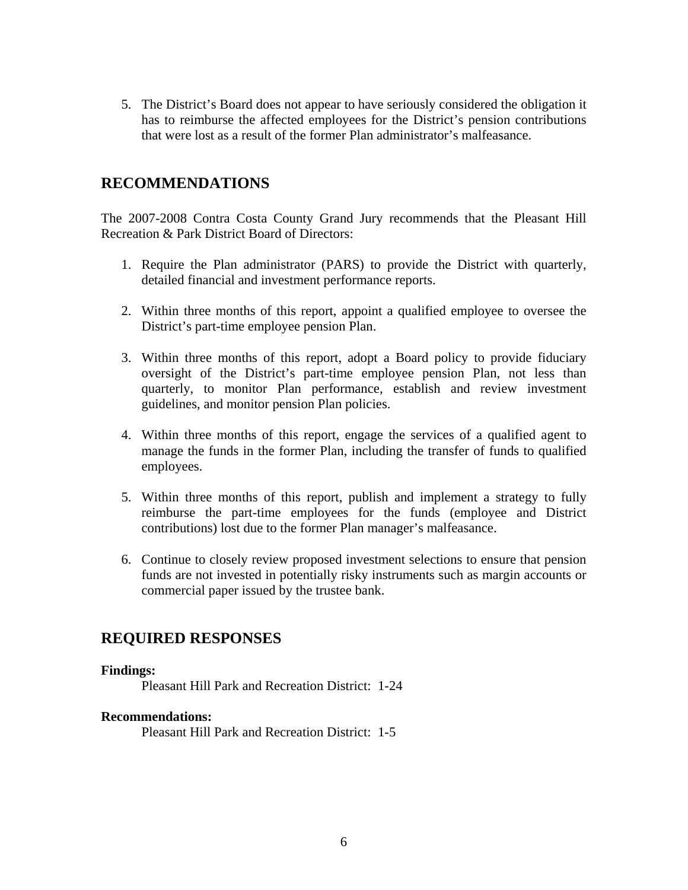5. The District's Board does not appear to have seriously considered the obligation it has to reimburse the affected employees for the District's pension contributions that were lost as a result of the former Plan administrator's malfeasance.

## RECOMMENDATIONS

The 2007-2008 Contra Costa County Grand Jury recommends that the Pleasant Hill Recreation & Park District Board of Directors:

1. Require the Plan administrator (PARS) to provide the District with quarterly, detailed financial and investment performance reports.

2. Within three months of this report, appoint a qualified employee to oversee the District's part-time employee pension Plan.

3. Within three months of this report, adopt a Board policy to provide fiduciary oversight of the District's part-time employee pension Plan, not less than quarterly, to monitor Plan performance, establish and review investment guidelines, and monitor pension Plan policies.

4. Within three months of this report, engage the services of a qualified agent to manage the funds in the former Plan, including the transfer of funds to qualified employees.

5. Within three months of this report, publish and implement a strategy to fully reimburse the part-time employees for the funds (employee and District contributions) lost due to the former Plan manager's malfeasance.

6. Continue to closely review proposed investment selections to ensure that pension funds are not invested in potentially risky instruments such as margin accounts or commercial paper issued by the trustee bank.

## REQUIRED RESPONSES

**Findings:**

Pleasant Hill Park and Recreation District: 1-24

**Recommendations:**

Pleasant Hill Park and Recreation District: 1-5